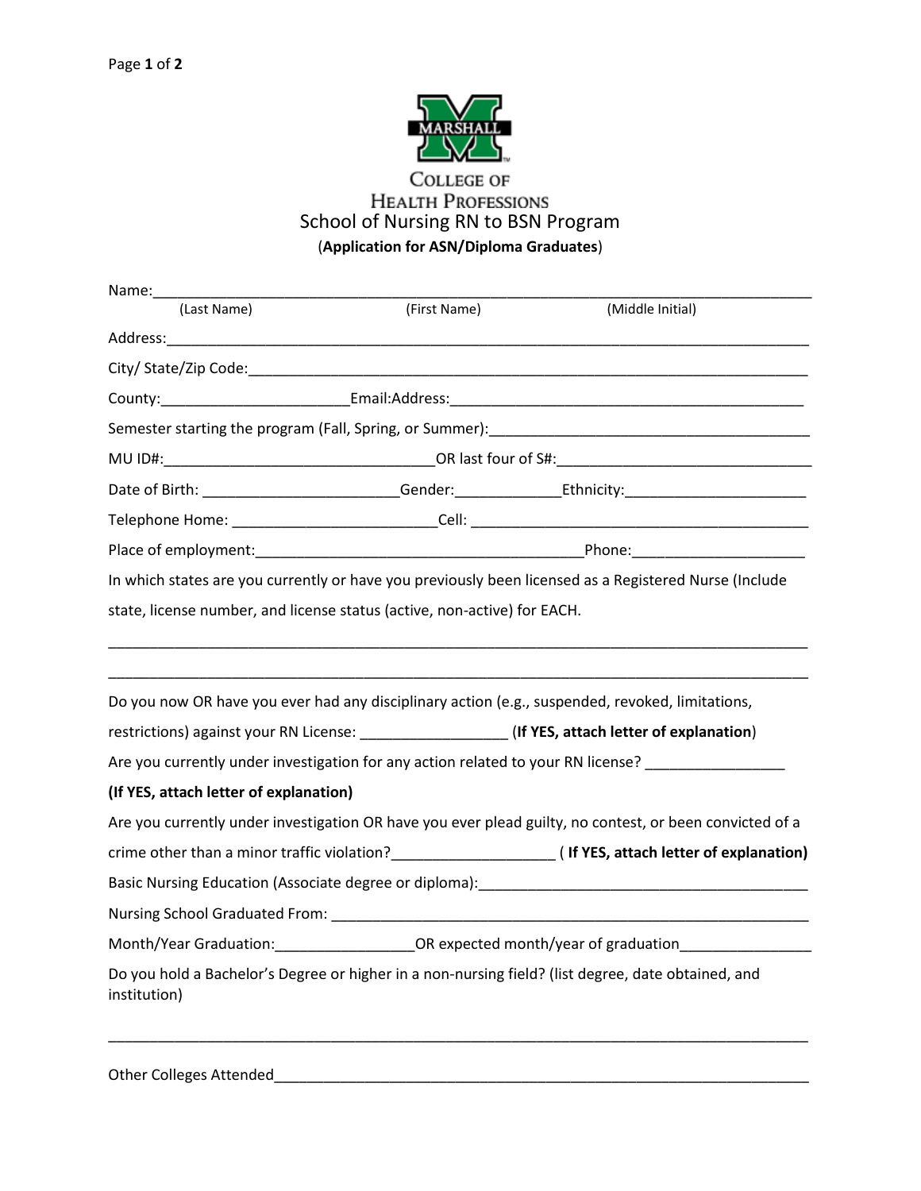MARSHALL

COLLEGE OF HEALTH PROFESSIONS

# School of Nursing RN to BSN Program

(**Application for ASN/Diploma Graduates**)

Name:_______________________________________________________________________________
(Last Name) (First Name) (Middle Initial)

Address:_____________________________________________________________________________

City/ State/Zip Code:__________________________________________________________________

County:______________________Email:Address:__________________________________________

Semester starting the program (Fall, Spring, or Summer):_______________________________________

MU ID#:________________________________OR last four of S#:______________________________

Date of Birth: _______________________Gender:____________Ethnicity:_____________________

Telephone Home: ________________________Cell: ________________________________________

Place of employment:_______________________________________Phone:____________________

In which states are you currently or have you previously been licensed as a Registered Nurse (Include state, license number, and license status (active, non-active) for EACH.

_____________________________________________________________________________________

_____________________________________________________________________________________

Do you now OR have you ever had any disciplinary action (e.g., suspended, revoked, limitations, restrictions) against your RN License: _________________ (**If YES, attach letter of explanation**)

Are you currently under investigation for any action related to your RN license? ________________

**(If YES, attach letter of explanation)**

Are you currently under investigation OR have you ever plead guilty, no contest, or been convicted of a crime other than a minor traffic violation?___________________ ( **If YES, attach letter of explanation)**

Basic Nursing Education (Associate degree or diploma):________________________________________

Nursing School Graduated From: __________________________________________________________

Month/Year Graduation:________________OR expected month/year of graduation_______________

Do you hold a Bachelor's Degree or higher in a non-nursing field? (list degree, date obtained, and institution)

_____________________________________________________________________________________

Other Colleges Attended__________________________________________________________________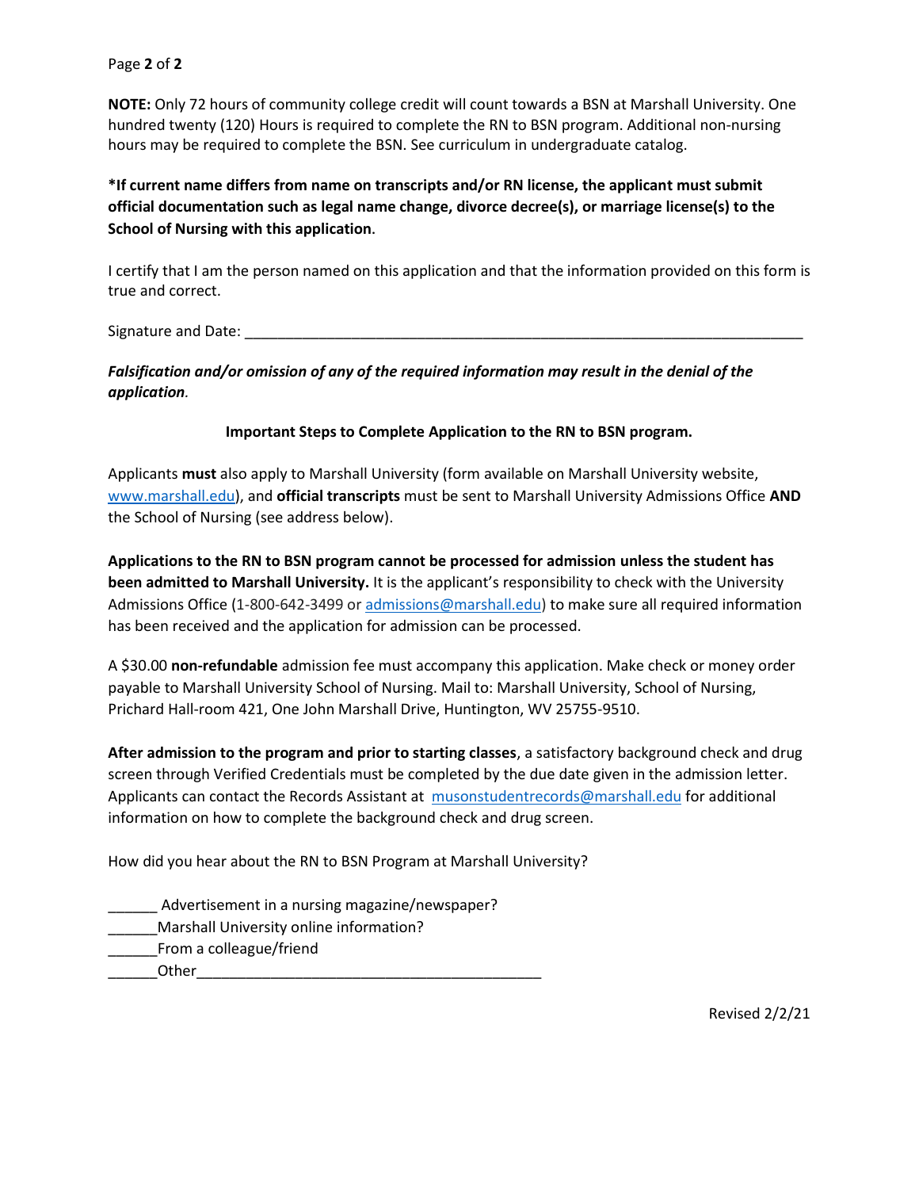**NOTE:** Only 72 hours of community college credit will count towards a BSN at Marshall University. One hundred twenty (120) Hours is required to complete the RN to BSN program. Additional non-nursing hours may be required to complete the BSN. See curriculum in undergraduate catalog.

**\*If current name differs from name on transcripts and/or RN license, the applicant must submit official documentation such as legal name change, divorce decree(s), or marriage license(s) to the School of Nursing with this application.**

I certify that I am the person named on this application and that the information provided on this form is true and correct.

Signature and Date: ______________________________________________________________________

***Falsification and/or omission of any of the required information may result in the denial of the application.***

**Important Steps to Complete Application to the RN to BSN program.**

Applicants **must** also apply to Marshall University (form available on Marshall University website, www.marshall.edu), and **official transcripts** must be sent to Marshall University Admissions Office **AND** the School of Nursing (see address below).

**Applications to the RN to BSN program cannot be processed for admission unless the student has been admitted to Marshall University.** It is the applicant's responsibility to check with the University Admissions Office (1-800-642-3499 or admissions@marshall.edu) to make sure all required information has been received and the application for admission can be processed.

A $30.00 **non-refundable** admission fee must accompany this application. Make check or money order payable to Marshall University School of Nursing. Mail to: Marshall University, School of Nursing, Prichard Hall-room 421, One John Marshall Drive, Huntington, WV 25755-9510.

**After admission to the program and prior to starting classes**, a satisfactory background check and drug screen through Verified Credentials must be completed by the due date given in the admission letter. Applicants can contact the Records Assistant at musonstudentrecords@marshall.edu for additional information on how to complete the background check and drug screen.

How did you hear about the RN to BSN Program at Marshall University?

______ Advertisement in a nursing magazine/newspaper?
______Marshall University online information?
______From a colleague/friend
______Other__________________________________________

Revised 2/2/21